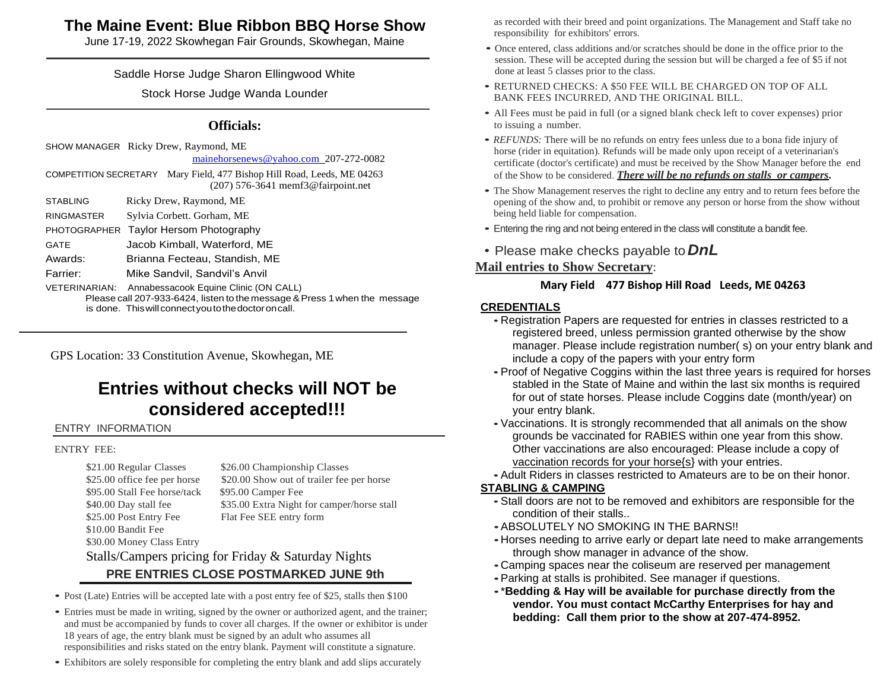# The Maine Event: Blue Ribbon BBQ Horse Show

June 17-19, 2022 Skowhegan Fair Grounds, Skowhegan, Maine

Saddle Horse Judge Sharon Ellingwood White

Stock Horse Judge Wanda Lounder

## Officials:

SHOW MANAGER Ricky Drew, Raymond, ME
mainehorsenews@yahoo.com 207-272-0082

COMPETITION SECRETARY Mary Field, 477 Bishop Hill Road, Leeds, ME 04263
(207) 576-3641 memf3@fairpoint.net

STABLING Ricky Drew, Raymond, ME

RINGMASTER Sylvia Corbett. Gorham, ME

PHOTOGRAPHER Taylor Hersom Photography

GATE Jacob Kimball, Waterford, ME

Awards: Brianna Fecteau, Standish, ME

Farrier: Mike Sandvil, Sandvil's Anvil

VETERINARIAN: Annabessacook Equine Clinic (ON CALL)
Please call 207-933-6424, listen to the message & Press 1 when the message is done. This will connect you to the doctor on call.

GPS Location: 33 Constitution Avenue, Skowhegan, ME

## Entries without checks will NOT be considered accepted!!!

ENTRY INFORMATION

ENTRY FEE:

| | |
|---|---|
| $21.00 Regular Classes | $26.00 Championship Classes |
| $25.00 office fee per horse | $20.00 Show out of trailer fee per horse |
| $95.00 Stall Fee horse/tack | $95.00 Camper Fee |
| $40.00 Day stall fee | $35.00 Extra Night for camper/horse stall |
| $25.00 Post Entry Fee | Flat Fee SEE entry form |
| $10.00 Bandit Fee | |
| $30.00 Money Class Entry | |

Stalls/Campers pricing for Friday & Saturday Nights

**PRE ENTRIES CLOSE POSTMARKED JUNE 9th**

- Post (Late) Entries will be accepted late with a post entry fee of $25, stalls then $100
- Entries must be made in writing, signed by the owner or authorized agent, and the trainer; and must be accompanied by funds to cover all charges. If the owner or exhibitor is under 18 years of age, the entry blank must be signed by an adult who assumes all responsibilities and risks stated on the entry blank. Payment will constitute a signature.
- Exhibitors are solely responsible for completing the entry blank and add slips accurately as recorded with their breed and point organizations. The Management and Staff take no responsibility for exhibitors' errors.
- Once entered, class additions and/or scratches should be done in the office prior to the session. These will be accepted during the session but will be charged a fee of $5 if not done at least 5 classes prior to the class.
- RETURNED CHECKS: A $50 FEE WILL BE CHARGED ON TOP OF ALL BANK FEES INCURRED, AND THE ORIGINAL BILL.
- All Fees must be paid in full (or a signed blank check left to cover expenses) prior to issuing a number.
- *REFUNDS:* There will be no refunds on entry fees unless due to a bona fide injury of horse (rider in equitation). Refunds will be made only upon receipt of a veterinarian's certificate (doctor's certificate) and must be received by the Show Manager before the end of the Show to be considered. ***There will be no refunds on stalls or campers.***
- The Show Management reserves the right to decline any entry and to return fees before the opening of the show and, to prohibit or remove any person or horse from the show without being held liable for compensation.
- Entering the ring and not being entered in the class will constitute a bandit fee.
- Please make checks payable to ***DnL***

**Mail entries to Show Secretary**:

**Mary Field 477 Bishop Hill Road Leeds, ME 04263**

### CREDENTIALS

- Registration Papers are requested for entries in classes restricted to a registered breed, unless permission granted otherwise by the show manager. Please include registration number( s) on your entry blank and include a copy of the papers with your entry form
- Proof of Negative Coggins within the last three years is required for horses stabled in the State of Maine and within the last six months is required for out of state horses. Please include Coggins date (month/year) on your entry blank.
- Vaccinations. It is strongly recommended that all animals on the show grounds be vaccinated for RABIES within one year from this show. Other vaccinations are also encouraged: Please include a copy of vaccination records for your horse{s} with your entries.
- Adult Riders in classes restricted to Amateurs are to be on their honor.

### STABLING & CAMPING

- Stall doors are not to be removed and exhibitors are responsible for the condition of their stalls..
- ABSOLUTELY NO SMOKING IN THE BARNS!!
- Horses needing to arrive early or depart late need to make arrangements through show manager in advance of the show.
- Camping spaces near the coliseum are reserved per management
- Parking at stalls is prohibited. See manager if questions.
- \***Bedding & Hay will be available for purchase directly from the vendor. You must contact McCarthy Enterprises for hay and bedding: Call them prior to the show at 207-474-8952.**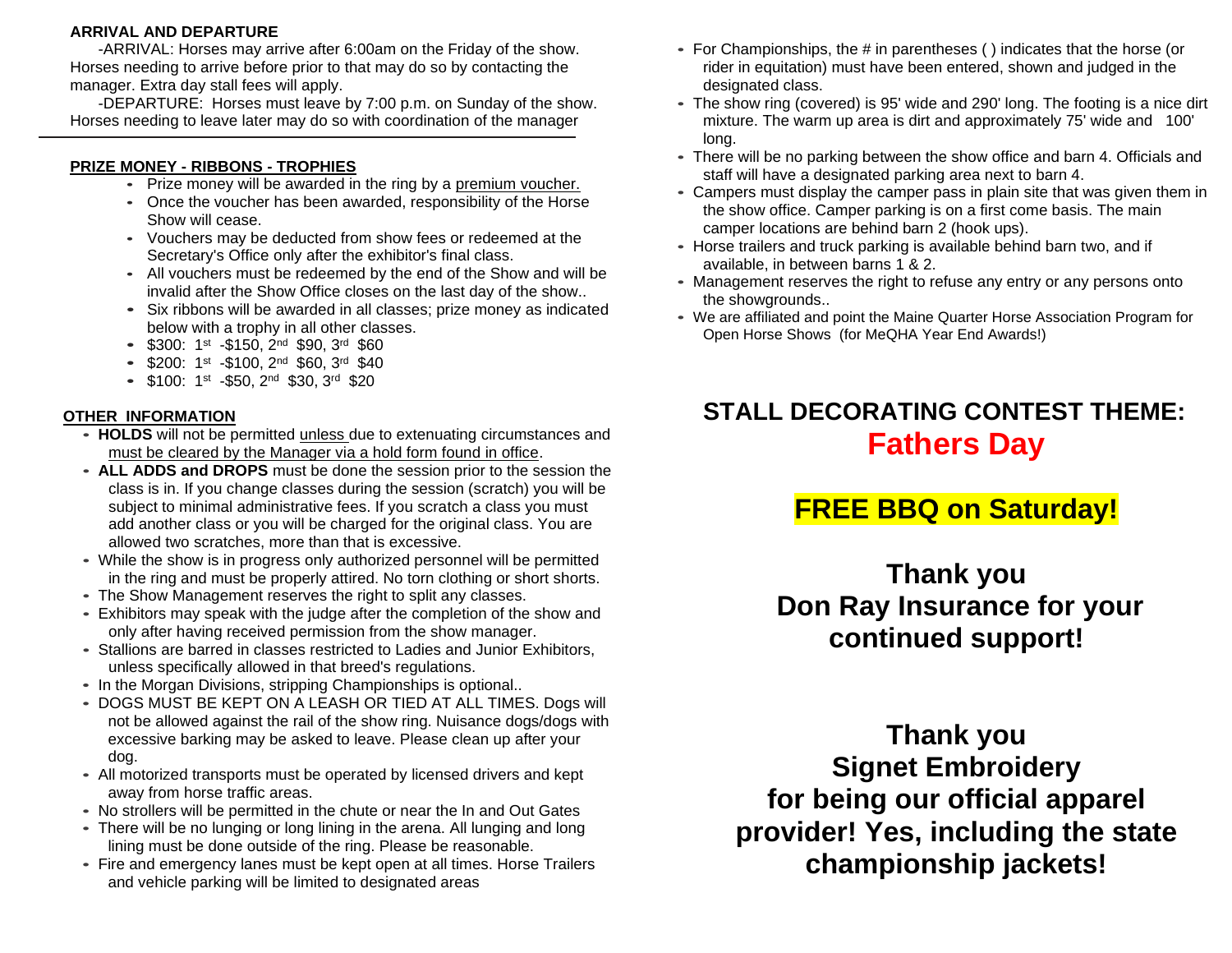### ARRIVAL AND DEPARTURE

-ARRIVAL: Horses may arrive after 6:00am on the Friday of the show. Horses needing to arrive before prior to that may do so by contacting the manager. Extra day stall fees will apply.

-DEPARTURE: Horses must leave by 7:00 p.m. on Sunday of the show. Horses needing to leave later may do so with coordination of the manager

---

### PRIZE MONEY - RIBBONS - TROPHIES

- Prize money will be awarded in the ring by a premium voucher.
- Once the voucher has been awarded, responsibility of the Horse Show will cease.
- Vouchers may be deducted from show fees or redeemed at the Secretary's Office only after the exhibitor's final class.
- All vouchers must be redeemed by the end of the Show and will be invalid after the Show Office closes on the last day of the show..
- Six ribbons will be awarded in all classes; prize money as indicated below with a trophy in all other classes.
- $300: 1st -$150, 2nd $90, 3rd $60
- $200: 1st -$100, 2nd $60, 3rd $40
- $100: 1st -$50, 2nd $30, 3rd $20

### OTHER INFORMATION

- **HOLDS** will not be permitted unless due to extenuating circumstances and must be cleared by the Manager via a hold form found in office.
- **ALL ADDS and DROPS** must be done the session prior to the session the class is in. If you change classes during the session (scratch) you will be subject to minimal administrative fees. If you scratch a class you must add another class or you will be charged for the original class. You are allowed two scratches, more than that is excessive.
- While the show is in progress only authorized personnel will be permitted in the ring and must be properly attired. No torn clothing or short shorts.
- The Show Management reserves the right to split any classes.
- Exhibitors may speak with the judge after the completion of the show and only after having received permission from the show manager.
- Stallions are barred in classes restricted to Ladies and Junior Exhibitors, unless specifically allowed in that breed's regulations.
- In the Morgan Divisions, stripping Championships is optional..
- DOGS MUST BE KEPT ON A LEASH OR TIED AT ALL TIMES. Dogs will not be allowed against the rail of the show ring. Nuisance dogs/dogs with excessive barking may be asked to leave. Please clean up after your dog.
- All motorized transports must be operated by licensed drivers and kept away from horse traffic areas.
- No strollers will be permitted in the chute or near the In and Out Gates
- There will be no lunging or long lining in the arena. All lunging and long lining must be done outside of the ring. Please be reasonable.
- Fire and emergency lanes must be kept open at all times. Horse Trailers and vehicle parking will be limited to designated areas
- For Championships, the # in parentheses ( ) indicates that the horse (or rider in equitation) must have been entered, shown and judged in the designated class.
- The show ring (covered) is 95' wide and 290' long. The footing is a nice dirt mixture. The warm up area is dirt and approximately 75' wide and 100' long.
- There will be no parking between the show office and barn 4. Officials and staff will have a designated parking area next to barn 4.
- Campers must display the camper pass in plain site that was given them in the show office. Camper parking is on a first come basis. The main camper locations are behind barn 2 (hook ups).
- Horse trailers and truck parking is available behind barn two, and if available, in between barns 1 & 2.
- Management reserves the right to refuse any entry or any persons onto the showgrounds..
- We are affiliated and point the Maine Quarter Horse Association Program for Open Horse Shows (for MeQHA Year End Awards!)

## STALL DECORATING CONTEST THEME: Fathers Day

## FREE BBQ on Saturday!

## Thank you Don Ray Insurance for your continued support!

## Thank you Signet Embroidery for being our official apparel provider! Yes, including the state championship jackets!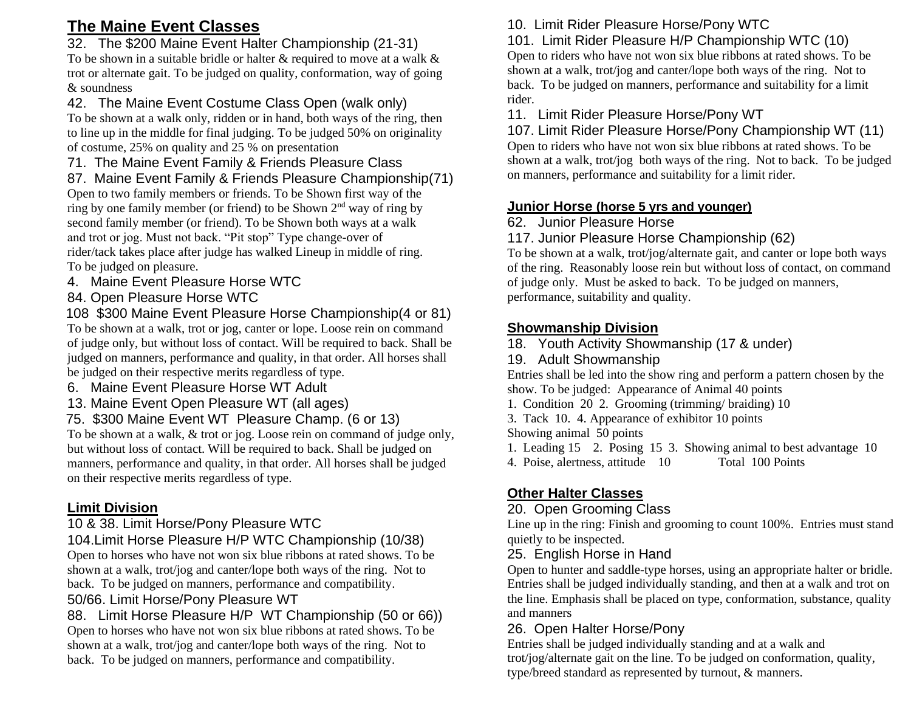## The Maine Event Classes

32. The $200 Maine Event Halter Championship (21-31)

To be shown in a suitable bridle or halter & required to move at a walk & trot or alternate gait. To be judged on quality, conformation, way of going & soundness

42. The Maine Event Costume Class Open (walk only)

To be shown at a walk only, ridden or in hand, both ways of the ring, then to line up in the middle for final judging. To be judged 50% on originality of costume, 25% on quality and 25 % on presentation

71. The Maine Event Family & Friends Pleasure Class

87. Maine Event Family & Friends Pleasure Championship(71)

Open to two family members or friends. To be Shown first way of the ring by one family member (or friend) to be Shown 2nd way of ring by second family member (or friend). To be Shown both ways at a walk and trot or jog. Must not back. "Pit stop" Type change-over of rider/tack takes place after judge has walked Lineup in middle of ring. To be judged on pleasure.

4. Maine Event Pleasure Horse WTC

84. Open Pleasure Horse WTC

108 $300 Maine Event Pleasure Horse Championship(4 or 81)

To be shown at a walk, trot or jog, canter or lope. Loose rein on command of judge only, but without loss of contact. Will be required to back. Shall be judged on manners, performance and quality, in that order. All horses shall be judged on their respective merits regardless of type.

6. Maine Event Pleasure Horse WT Adult

13. Maine Event Open Pleasure WT (all ages)

75. $300 Maine Event WT Pleasure Champ. (6 or 13)

To be shown at a walk, & trot or jog. Loose rein on command of judge only, but without loss of contact. Will be required to back. Shall be judged on manners, performance and quality, in that order. All horses shall be judged on their respective merits regardless of type.

## Limit Division

10 & 38. Limit Horse/Pony Pleasure WTC

104.Limit Horse Pleasure H/P WTC Championship (10/38)

Open to horses who have not won six blue ribbons at rated shows. To be shown at a walk, trot/jog and canter/lope both ways of the ring. Not to back. To be judged on manners, performance and compatibility.

50/66. Limit Horse/Pony Pleasure WT

88. Limit Horse Pleasure H/P WT Championship (50 or 66))

Open to horses who have not won six blue ribbons at rated shows. To be shown at a walk, trot/jog and canter/lope both ways of the ring. Not to back. To be judged on manners, performance and compatibility.

10. Limit Rider Pleasure Horse/Pony WTC

101. Limit Rider Pleasure H/P Championship WTC (10)

Open to riders who have not won six blue ribbons at rated shows. To be shown at a walk, trot/jog and canter/lope both ways of the ring. Not to back. To be judged on manners, performance and suitability for a limit rider.

11. Limit Rider Pleasure Horse/Pony WT

107. Limit Rider Pleasure Horse/Pony Championship WT (11)

Open to riders who have not won six blue ribbons at rated shows. To be shown at a walk, trot/jog both ways of the ring. Not to back. To be judged on manners, performance and suitability for a limit rider.

## Junior Horse (horse 5 yrs and younger)

62. Junior Pleasure Horse

117. Junior Pleasure Horse Championship (62)

To be shown at a walk, trot/jog/alternate gait, and canter or lope both ways of the ring. Reasonably loose rein but without loss of contact, on command of judge only. Must be asked to back. To be judged on manners, performance, suitability and quality.

## Showmanship Division

18. Youth Activity Showmanship (17 & under)

19. Adult Showmanship

Entries shall be led into the show ring and perform a pattern chosen by the show. To be judged: Appearance of Animal 40 points

1. Condition 20 2. Grooming (trimming/ braiding) 10
3. Tack 10. 4. Appearance of exhibitor 10 points

Showing animal 50 points

1. Leading 15 2. Posing 15 3. Showing animal to best advantage 10
4. Poise, alertness, attitude 10 Total 100 Points

## Other Halter Classes

20. Open Grooming Class

Line up in the ring: Finish and grooming to count 100%. Entries must stand quietly to be inspected.

25. English Horse in Hand

Open to hunter and saddle-type horses, using an appropriate halter or bridle. Entries shall be judged individually standing, and then at a walk and trot on the line. Emphasis shall be placed on type, conformation, substance, quality and manners

26. Open Halter Horse/Pony

Entries shall be judged individually standing and at a walk and trot/jog/alternate gait on the line. To be judged on conformation, quality, type/breed standard as represented by turnout, & manners.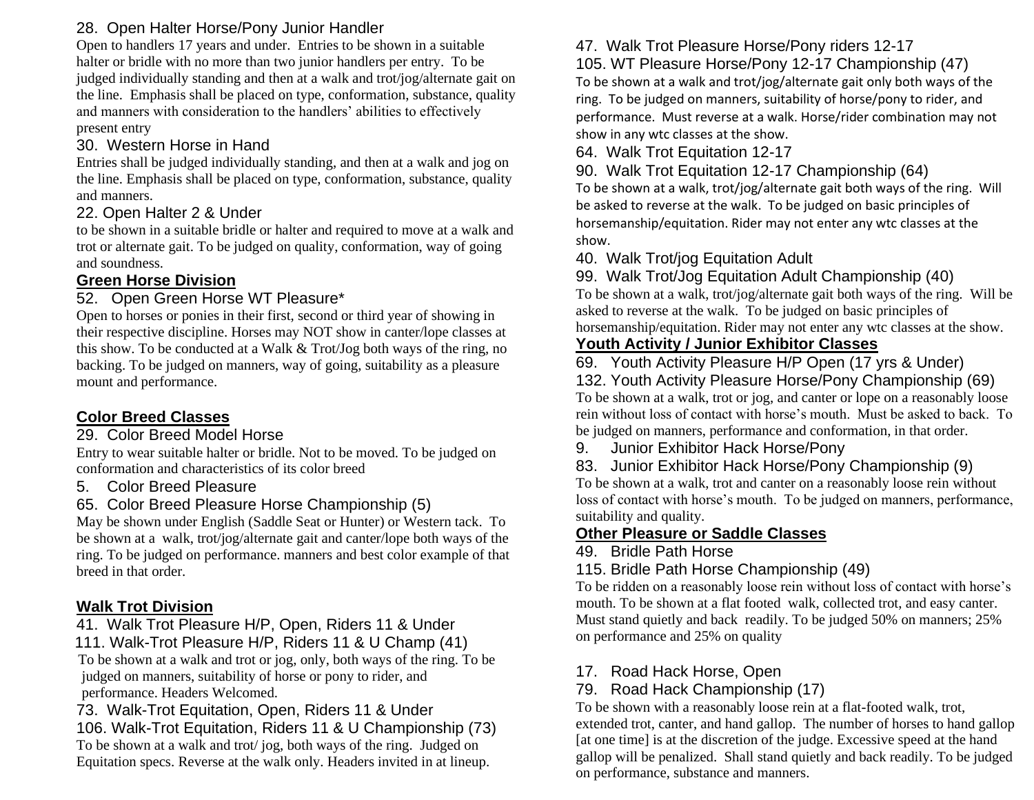28. Open Halter Horse/Pony Junior Handler

Open to handlers 17 years and under. Entries to be shown in a suitable halter or bridle with no more than two junior handlers per entry. To be judged individually standing and then at a walk and trot/jog/alternate gait on the line. Emphasis shall be placed on type, conformation, substance, quality and manners with consideration to the handlers' abilities to effectively present entry

30. Western Horse in Hand

Entries shall be judged individually standing, and then at a walk and jog on the line. Emphasis shall be placed on type, conformation, substance, quality and manners.

22. Open Halter 2 & Under

to be shown in a suitable bridle or halter and required to move at a walk and trot or alternate gait. To be judged on quality, conformation, way of going and soundness.

## Green Horse Division

52. Open Green Horse WT Pleasure*

Open to horses or ponies in their first, second or third year of showing in their respective discipline. Horses may NOT show in canter/lope classes at this show. To be conducted at a Walk & Trot/Jog both ways of the ring, no backing. To be judged on manners, way of going, suitability as a pleasure mount and performance.

## Color Breed Classes

29. Color Breed Model Horse

Entry to wear suitable halter or bridle. Not to be moved. To be judged on conformation and characteristics of its color breed

5. Color Breed Pleasure

65. Color Breed Pleasure Horse Championship (5)

May be shown under English (Saddle Seat or Hunter) or Western tack. To be shown at a walk, trot/jog/alternate gait and canter/lope both ways of the ring. To be judged on performance. manners and best color example of that breed in that order.

## Walk Trot Division

41. Walk Trot Pleasure H/P, Open, Riders 11 & Under

111. Walk-Trot Pleasure H/P, Riders 11 & U Champ (41)

To be shown at a walk and trot or jog, only, both ways of the ring. To be judged on manners, suitability of horse or pony to rider, and performance. Headers Welcomed.

73. Walk-Trot Equitation, Open, Riders 11 & Under

106. Walk-Trot Equitation, Riders 11 & U Championship (73)

To be shown at a walk and trot/ jog, both ways of the ring. Judged on Equitation specs. Reverse at the walk only. Headers invited in at lineup.

47. Walk Trot Pleasure Horse/Pony riders 12-17

105. WT Pleasure Horse/Pony 12-17 Championship (47)

To be shown at a walk and trot/jog/alternate gait only both ways of the ring. To be judged on manners, suitability of horse/pony to rider, and performance. Must reverse at a walk. Horse/rider combination may not show in any wtc classes at the show.

64. Walk Trot Equitation 12-17

90. Walk Trot Equitation 12-17 Championship (64)

To be shown at a walk, trot/jog/alternate gait both ways of the ring. Will be asked to reverse at the walk. To be judged on basic principles of horsemanship/equitation. Rider may not enter any wtc classes at the show.

40. Walk Trot/jog Equitation Adult

99. Walk Trot/Jog Equitation Adult Championship (40)

To be shown at a walk, trot/jog/alternate gait both ways of the ring. Will be asked to reverse at the walk. To be judged on basic principles of horsemanship/equitation. Rider may not enter any wtc classes at the show.

## Youth Activity / Junior Exhibitor Classes

69. Youth Activity Pleasure H/P Open (17 yrs & Under)

132. Youth Activity Pleasure Horse/Pony Championship (69)

To be shown at a walk, trot or jog, and canter or lope on a reasonably loose rein without loss of contact with horse's mouth. Must be asked to back. To be judged on manners, performance and conformation, in that order.

9. Junior Exhibitor Hack Horse/Pony

83. Junior Exhibitor Hack Horse/Pony Championship (9)

To be shown at a walk, trot and canter on a reasonably loose rein without loss of contact with horse's mouth. To be judged on manners, performance, suitability and quality.

## Other Pleasure or Saddle Classes

49. Bridle Path Horse

115. Bridle Path Horse Championship (49)

To be ridden on a reasonably loose rein without loss of contact with horse's mouth. To be shown at a flat footed walk, collected trot, and easy canter. Must stand quietly and back readily. To be judged 50% on manners; 25% on performance and 25% on quality

17. Road Hack Horse, Open

79. Road Hack Championship (17)

To be shown with a reasonably loose rein at a flat-footed walk, trot, extended trot, canter, and hand gallop. The number of horses to hand gallop [at one time] is at the discretion of the judge. Excessive speed at the hand gallop will be penalized. Shall stand quietly and back readily. To be judged on performance, substance and manners.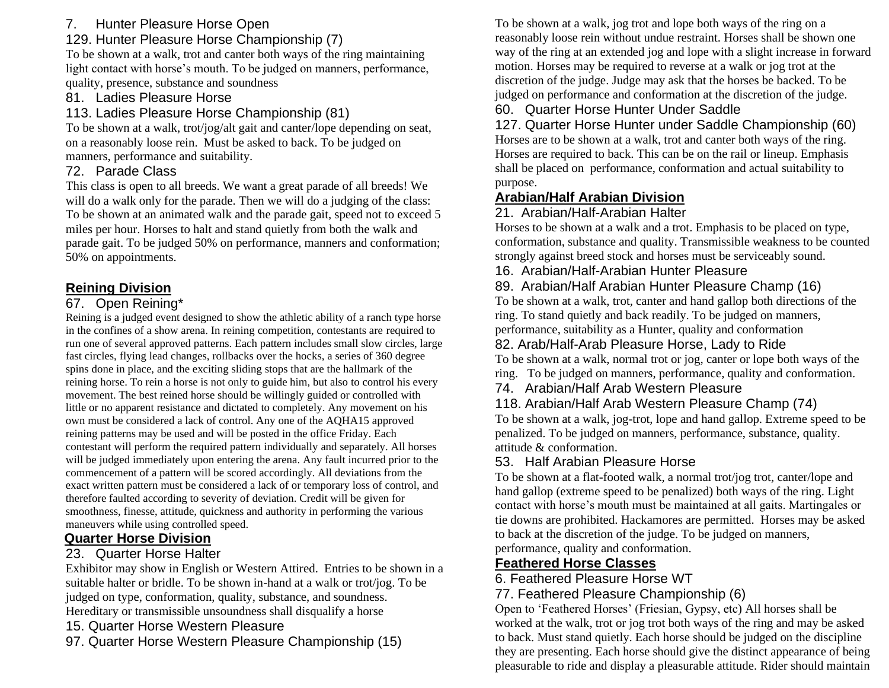7. Hunter Pleasure Horse Open

129. Hunter Pleasure Horse Championship (7)

To be shown at a walk, trot and canter both ways of the ring maintaining light contact with horse's mouth. To be judged on manners, performance, quality, presence, substance and soundness

81. Ladies Pleasure Horse

113. Ladies Pleasure Horse Championship (81)

To be shown at a walk, trot/jog/alt gait and canter/lope depending on seat, on a reasonably loose rein. Must be asked to back. To be judged on manners, performance and suitability.

72. Parade Class

This class is open to all breeds. We want a great parade of all breeds! We will do a walk only for the parade. Then we will do a judging of the class: To be shown at an animated walk and the parade gait, speed not to exceed 5 miles per hour. Horses to halt and stand quietly from both the walk and parade gait. To be judged 50% on performance, manners and conformation; 50% on appointments.

## Reining Division

67. Open Reining*

Reining is a judged event designed to show the athletic ability of a ranch type horse in the confines of a show arena. In reining competition, contestants are required to run one of several approved patterns. Each pattern includes small slow circles, large fast circles, flying lead changes, rollbacks over the hocks, a series of 360 degree spins done in place, and the exciting sliding stops that are the hallmark of the reining horse. To rein a horse is not only to guide him, but also to control his every movement. The best reined horse should be willingly guided or controlled with little or no apparent resistance and dictated to completely. Any movement on his own must be considered a lack of control. Any one of the AQHA15 approved reining patterns may be used and will be posted in the office Friday. Each contestant will perform the required pattern individually and separately. All horses will be judged immediately upon entering the arena. Any fault incurred prior to the commencement of a pattern will be scored accordingly. All deviations from the exact written pattern must be considered a lack of or temporary loss of control, and therefore faulted according to severity of deviation. Credit will be given for smoothness, finesse, attitude, quickness and authority in performing the various maneuvers while using controlled speed.

## Quarter Horse Division

23. Quarter Horse Halter

Exhibitor may show in English or Western Attired. Entries to be shown in a suitable halter or bridle. To be shown in-hand at a walk or trot/jog. To be judged on type, conformation, quality, substance, and soundness. Hereditary or transmissible unsoundness shall disqualify a horse

15. Quarter Horse Western Pleasure

97. Quarter Horse Western Pleasure Championship (15)

To be shown at a walk, jog trot and lope both ways of the ring on a reasonably loose rein without undue restraint. Horses shall be shown one way of the ring at an extended jog and lope with a slight increase in forward motion. Horses may be required to reverse at a walk or jog trot at the discretion of the judge. Judge may ask that the horses be backed. To be judged on performance and conformation at the discretion of the judge.

60. Quarter Horse Hunter Under Saddle

127. Quarter Horse Hunter under Saddle Championship (60)

Horses are to be shown at a walk, trot and canter both ways of the ring. Horses are required to back. This can be on the rail or lineup. Emphasis shall be placed on performance, conformation and actual suitability to purpose.

## Arabian/Half Arabian Division

21. Arabian/Half-Arabian Halter

Horses to be shown at a walk and a trot. Emphasis to be placed on type, conformation, substance and quality. Transmissible weakness to be counted strongly against breed stock and horses must be serviceably sound.

16. Arabian/Half-Arabian Hunter Pleasure

89. Arabian/Half Arabian Hunter Pleasure Champ (16)

To be shown at a walk, trot, canter and hand gallop both directions of the ring. To stand quietly and back readily. To be judged on manners, performance, suitability as a Hunter, quality and conformation

82. Arab/Half-Arab Pleasure Horse, Lady to Ride

To be shown at a walk, normal trot or jog, canter or lope both ways of the ring. To be judged on manners, performance, quality and conformation.

74. Arabian/Half Arab Western Pleasure

118. Arabian/Half Arab Western Pleasure Champ (74)

To be shown at a walk, jog-trot, lope and hand gallop. Extreme speed to be penalized. To be judged on manners, performance, substance, quality. attitude & conformation.

53. Half Arabian Pleasure Horse

To be shown at a flat-footed walk, a normal trot/jog trot, canter/lope and hand gallop (extreme speed to be penalized) both ways of the ring. Light contact with horse's mouth must be maintained at all gaits. Martingales or tie downs are prohibited. Hackamores are permitted. Horses may be asked to back at the discretion of the judge. To be judged on manners, performance, quality and conformation.

## Feathered Horse Classes

6. Feathered Pleasure Horse WT

77. Feathered Pleasure Championship (6)

Open to 'Feathered Horses' (Friesian, Gypsy, etc) All horses shall be worked at the walk, trot or jog trot both ways of the ring and may be asked to back. Must stand quietly. Each horse should be judged on the discipline they are presenting. Each horse should give the distinct appearance of being pleasurable to ride and display a pleasurable attitude. Rider should maintain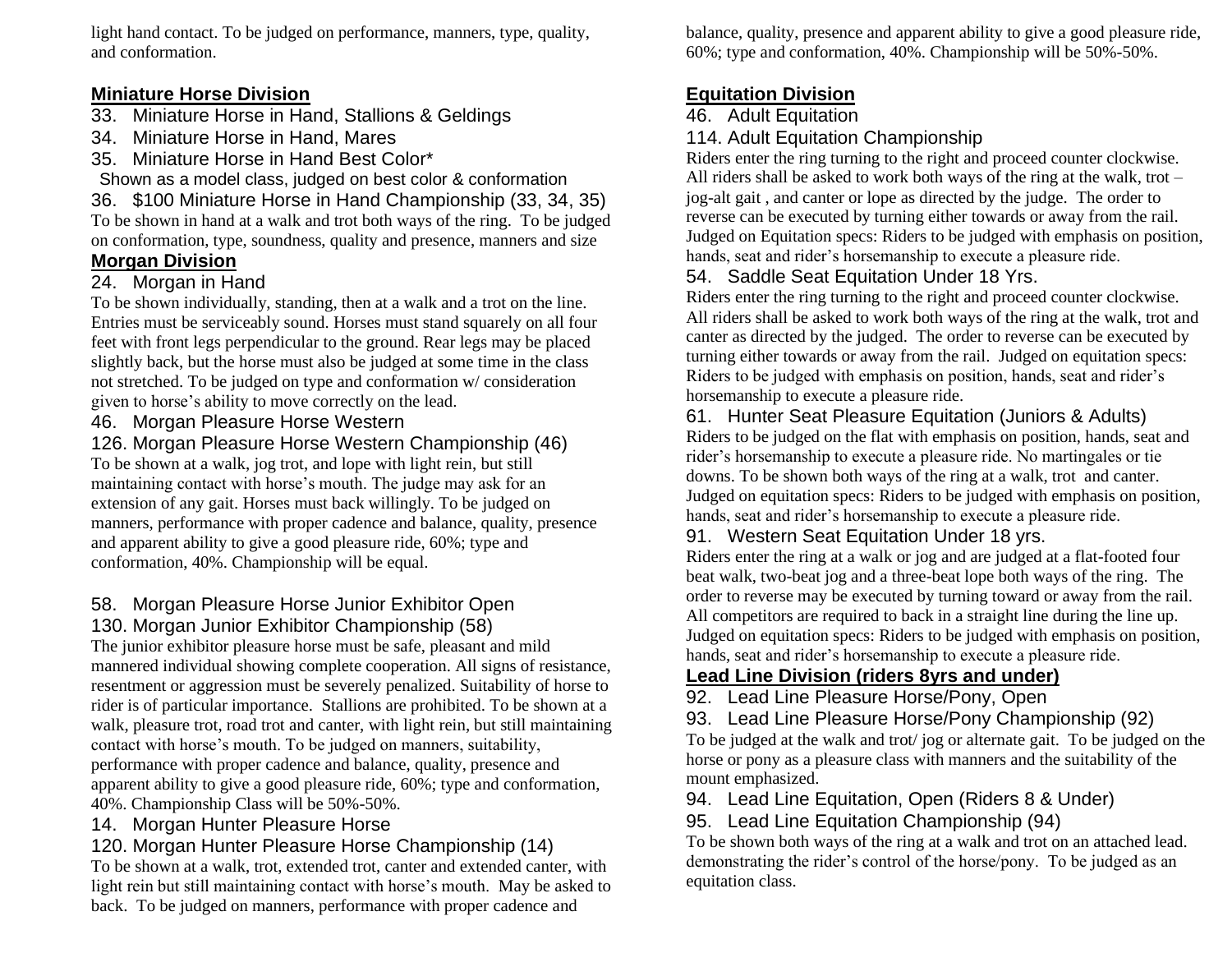light hand contact. To be judged on performance, manners, type, quality, and conformation.

## Miniature Horse Division

33. Miniature Horse in Hand, Stallions & Geldings
34. Miniature Horse in Hand, Mares
35. Miniature Horse in Hand Best Color*
  Shown as a model class, judged on best color & conformation
36. $100 Miniature Horse in Hand Championship (33, 34, 35)

To be shown in hand at a walk and trot both ways of the ring. To be judged on conformation, type, soundness, quality and presence, manners and size

## Morgan Division

24. Morgan in Hand

To be shown individually, standing, then at a walk and a trot on the line. Entries must be serviceably sound. Horses must stand squarely on all four feet with front legs perpendicular to the ground. Rear legs may be placed slightly back, but the horse must also be judged at some time in the class not stretched. To be judged on type and conformation w/ consideration given to horse's ability to move correctly on the lead.

46. Morgan Pleasure Horse Western
126. Morgan Pleasure Horse Western Championship (46)

To be shown at a walk, jog trot, and lope with light rein, but still maintaining contact with horse's mouth. The judge may ask for an extension of any gait. Horses must back willingly. To be judged on manners, performance with proper cadence and balance, quality, presence and apparent ability to give a good pleasure ride, 60%; type and conformation, 40%. Championship will be equal.

58. Morgan Pleasure Horse Junior Exhibitor Open
130. Morgan Junior Exhibitor Championship (58)

The junior exhibitor pleasure horse must be safe, pleasant and mild mannered individual showing complete cooperation. All signs of resistance, resentment or aggression must be severely penalized. Suitability of horse to rider is of particular importance. Stallions are prohibited. To be shown at a walk, pleasure trot, road trot and canter, with light rein, but still maintaining contact with horse's mouth. To be judged on manners, suitability, performance with proper cadence and balance, quality, presence and apparent ability to give a good pleasure ride, 60%; type and conformation, 40%. Championship Class will be 50%-50%.

14. Morgan Hunter Pleasure Horse
120. Morgan Hunter Pleasure Horse Championship (14)

To be shown at a walk, trot, extended trot, canter and extended canter, with light rein but still maintaining contact with horse's mouth. May be asked to back. To be judged on manners, performance with proper cadence and balance, quality, presence and apparent ability to give a good pleasure ride, 60%; type and conformation, 40%. Championship will be 50%-50%.

## Equitation Division

46. Adult Equitation
114. Adult Equitation Championship

Riders enter the ring turning to the right and proceed counter clockwise. All riders shall be asked to work both ways of the ring at the walk, trot – jog-alt gait , and canter or lope as directed by the judge. The order to reverse can be executed by turning either towards or away from the rail. Judged on Equitation specs: Riders to be judged with emphasis on position, hands, seat and rider's horsemanship to execute a pleasure ride.

54. Saddle Seat Equitation Under 18 Yrs.

Riders enter the ring turning to the right and proceed counter clockwise. All riders shall be asked to work both ways of the ring at the walk, trot and canter as directed by the judged. The order to reverse can be executed by turning either towards or away from the rail. Judged on equitation specs: Riders to be judged with emphasis on position, hands, seat and rider's horsemanship to execute a pleasure ride.

61. Hunter Seat Pleasure Equitation (Juniors & Adults)

Riders to be judged on the flat with emphasis on position, hands, seat and rider's horsemanship to execute a pleasure ride. No martingales or tie downs. To be shown both ways of the ring at a walk, trot and canter. Judged on equitation specs: Riders to be judged with emphasis on position, hands, seat and rider's horsemanship to execute a pleasure ride.

91. Western Seat Equitation Under 18 yrs.

Riders enter the ring at a walk or jog and are judged at a flat-footed four beat walk, two-beat jog and a three-beat lope both ways of the ring. The order to reverse may be executed by turning toward or away from the rail. All competitors are required to back in a straight line during the line up. Judged on equitation specs: Riders to be judged with emphasis on position, hands, seat and rider's horsemanship to execute a pleasure ride.

## Lead Line Division (riders 8yrs and under)

92. Lead Line Pleasure Horse/Pony, Open
93. Lead Line Pleasure Horse/Pony Championship (92)

To be judged at the walk and trot/ jog or alternate gait. To be judged on the horse or pony as a pleasure class with manners and the suitability of the mount emphasized.

94. Lead Line Equitation, Open (Riders 8 & Under)
95. Lead Line Equitation Championship (94)

To be shown both ways of the ring at a walk and trot on an attached lead. demonstrating the rider's control of the horse/pony. To be judged as an equitation class.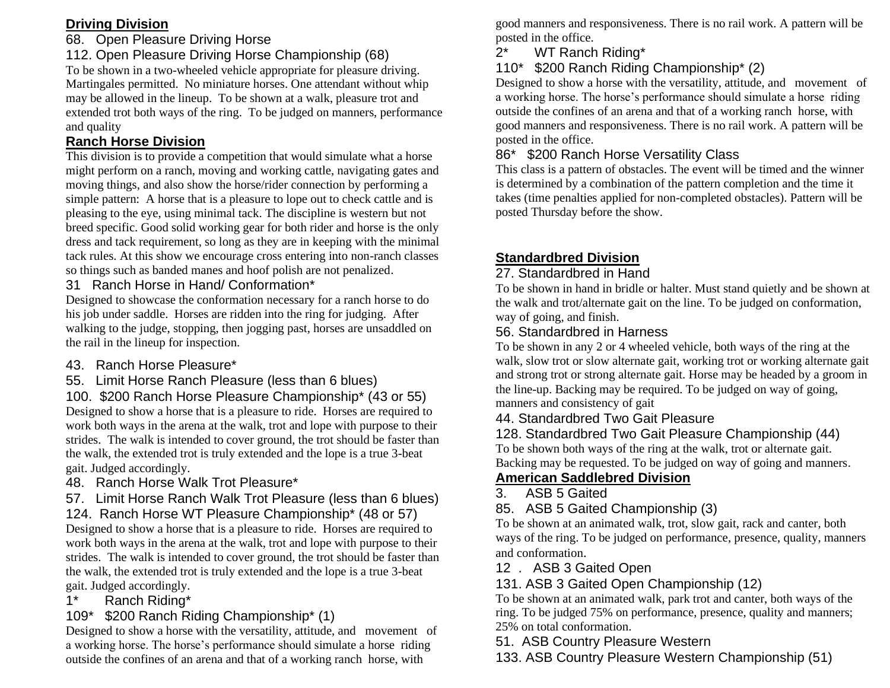## Driving Division

68. Open Pleasure Driving Horse

112. Open Pleasure Driving Horse Championship (68)

To be shown in a two-wheeled vehicle appropriate for pleasure driving. Martingales permitted. No miniature horses. One attendant without whip may be allowed in the lineup. To be shown at a walk, pleasure trot and extended trot both ways of the ring. To be judged on manners, performance and quality

## Ranch Horse Division

This division is to provide a competition that would simulate what a horse might perform on a ranch, moving and working cattle, navigating gates and moving things, and also show the horse/rider connection by performing a simple pattern: A horse that is a pleasure to lope out to check cattle and is pleasing to the eye, using minimal tack. The discipline is western but not breed specific. Good solid working gear for both rider and horse is the only dress and tack requirement, so long as they are in keeping with the minimal tack rules. At this show we encourage cross entering into non-ranch classes so things such as banded manes and hoof polish are not penalized.

31 Ranch Horse in Hand/ Conformation*

Designed to showcase the conformation necessary for a ranch horse to do his job under saddle. Horses are ridden into the ring for judging. After walking to the judge, stopping, then jogging past, horses are unsaddled on the rail in the lineup for inspection.

43. Ranch Horse Pleasure*

55. Limit Horse Ranch Pleasure (less than 6 blues)

100. $200 Ranch Horse Pleasure Championship* (43 or 55)

Designed to show a horse that is a pleasure to ride. Horses are required to work both ways in the arena at the walk, trot and lope with purpose to their strides. The walk is intended to cover ground, the trot should be faster than the walk, the extended trot is truly extended and the lope is a true 3-beat gait. Judged accordingly.

48. Ranch Horse Walk Trot Pleasure*

57. Limit Horse Ranch Walk Trot Pleasure (less than 6 blues)

124. Ranch Horse WT Pleasure Championship* (48 or 57)

Designed to show a horse that is a pleasure to ride. Horses are required to work both ways in the arena at the walk, trot and lope with purpose to their strides. The walk is intended to cover ground, the trot should be faster than the walk, the extended trot is truly extended and the lope is a true 3-beat gait. Judged accordingly.

1* Ranch Riding*

109* $200 Ranch Riding Championship* (1)

Designed to show a horse with the versatility, attitude, and movement of a working horse. The horse's performance should simulate a horse riding outside the confines of an arena and that of a working ranch horse, with good manners and responsiveness. There is no rail work. A pattern will be posted in the office.

2* WT Ranch Riding*

110* $200 Ranch Riding Championship* (2)

Designed to show a horse with the versatility, attitude, and movement of a working horse. The horse's performance should simulate a horse riding outside the confines of an arena and that of a working ranch horse, with good manners and responsiveness. There is no rail work. A pattern will be posted in the office.

86* $200 Ranch Horse Versatility Class

This class is a pattern of obstacles. The event will be timed and the winner is determined by a combination of the pattern completion and the time it takes (time penalties applied for non-completed obstacles). Pattern will be posted Thursday before the show.

## Standardbred Division

27. Standardbred in Hand

To be shown in hand in bridle or halter. Must stand quietly and be shown at the walk and trot/alternate gait on the line. To be judged on conformation, way of going, and finish.

56. Standardbred in Harness

To be shown in any 2 or 4 wheeled vehicle, both ways of the ring at the walk, slow trot or slow alternate gait, working trot or working alternate gait and strong trot or strong alternate gait. Horse may be headed by a groom in the line-up. Backing may be required. To be judged on way of going, manners and consistency of gait

44. Standardbred Two Gait Pleasure

128. Standardbred Two Gait Pleasure Championship (44)

To be shown both ways of the ring at the walk, trot or alternate gait. Backing may be requested. To be judged on way of going and manners.

## American Saddlebred Division

3. ASB 5 Gaited

85. ASB 5 Gaited Championship (3)

To be shown at an animated walk, trot, slow gait, rack and canter, both ways of the ring. To be judged on performance, presence, quality, manners and conformation.

12 . ASB 3 Gaited Open

131. ASB 3 Gaited Open Championship (12)

To be shown at an animated walk, park trot and canter, both ways of the ring. To be judged 75% on performance, presence, quality and manners; 25% on total conformation.

51. ASB Country Pleasure Western

133. ASB Country Pleasure Western Championship (51)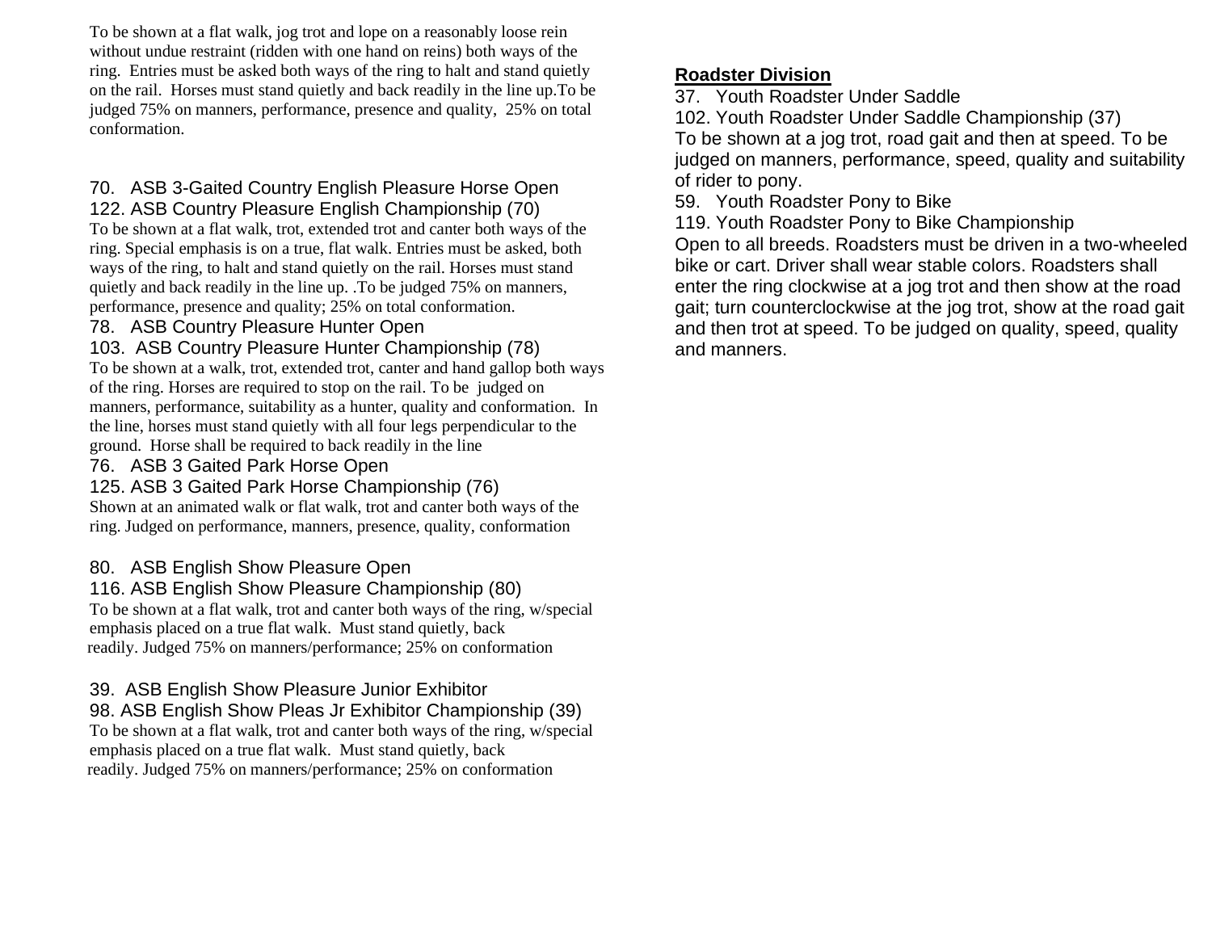To be shown at a flat walk, jog trot and lope on a reasonably loose rein without undue restraint (ridden with one hand on reins) both ways of the ring. Entries must be asked both ways of the ring to halt and stand quietly on the rail. Horses must stand quietly and back readily in the line up.To be judged 75% on manners, performance, presence and quality, 25% on total conformation.

70. ASB 3-Gaited Country English Pleasure Horse Open
122. ASB Country Pleasure English Championship (70)
To be shown at a flat walk, trot, extended trot and canter both ways of the ring. Special emphasis is on a true, flat walk. Entries must be asked, both ways of the ring, to halt and stand quietly on the rail. Horses must stand quietly and back readily in the line up. .To be judged 75% on manners, performance, presence and quality; 25% on total conformation.

78. ASB Country Pleasure Hunter Open
103. ASB Country Pleasure Hunter Championship (78)
To be shown at a walk, trot, extended trot, canter and hand gallop both ways of the ring. Horses are required to stop on the rail. To be judged on manners, performance, suitability as a hunter, quality and conformation. In the line, horses must stand quietly with all four legs perpendicular to the ground. Horse shall be required to back readily in the line

76. ASB 3 Gaited Park Horse Open
125. ASB 3 Gaited Park Horse Championship (76)
Shown at an animated walk or flat walk, trot and canter both ways of the ring. Judged on performance, manners, presence, quality, conformation

80. ASB English Show Pleasure Open
116. ASB English Show Pleasure Championship (80)
To be shown at a flat walk, trot and canter both ways of the ring, w/special emphasis placed on a true flat walk. Must stand quietly, back readily. Judged 75% on manners/performance; 25% on conformation

39. ASB English Show Pleasure Junior Exhibitor
98. ASB English Show Pleas Jr Exhibitor Championship (39)
To be shown at a flat walk, trot and canter both ways of the ring, w/special emphasis placed on a true flat walk. Must stand quietly, back readily. Judged 75% on manners/performance; 25% on conformation

## Roadster Division

37. Youth Roadster Under Saddle
102. Youth Roadster Under Saddle Championship (37)
To be shown at a jog trot, road gait and then at speed. To be judged on manners, performance, speed, quality and suitability of rider to pony.

59. Youth Roadster Pony to Bike
119. Youth Roadster Pony to Bike Championship
Open to all breeds. Roadsters must be driven in a two-wheeled bike or cart. Driver shall wear stable colors. Roadsters shall enter the ring clockwise at a jog trot and then show at the road gait; turn counterclockwise at the jog trot, show at the road gait and then trot at speed. To be judged on quality, speed, quality and manners.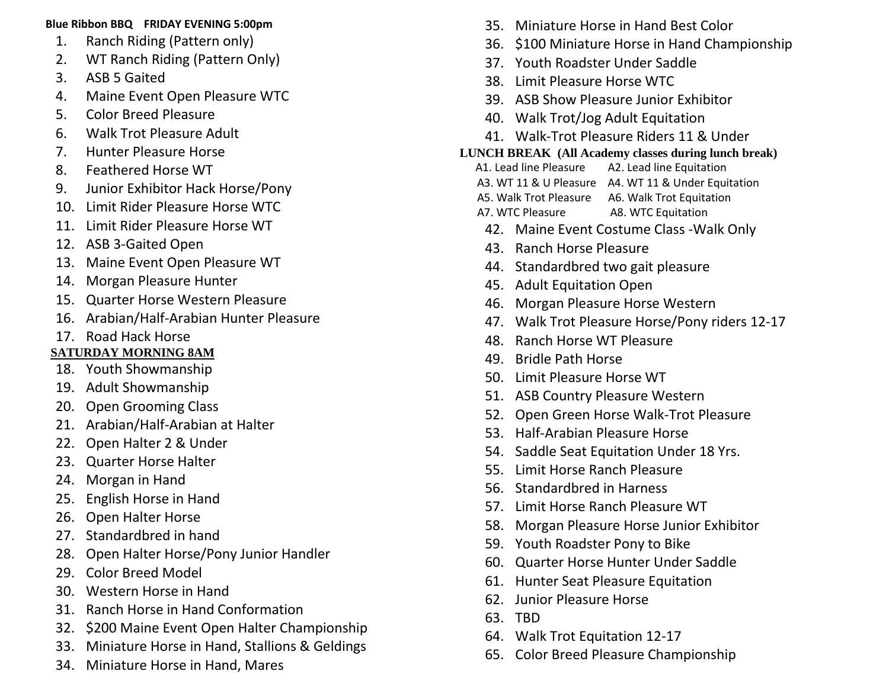**Blue Ribbon BBQ  FRIDAY EVENING 5:00pm**

1. Ranch Riding (Pattern only)
2. WT Ranch Riding (Pattern Only)
3. ASB 5 Gaited
4. Maine Event Open Pleasure WTC
5. Color Breed Pleasure
6. Walk Trot Pleasure Adult
7. Hunter Pleasure Horse
8. Feathered Horse WT
9. Junior Exhibitor Hack Horse/Pony
10. Limit Rider Pleasure Horse WTC
11. Limit Rider Pleasure Horse WT
12. ASB 3-Gaited Open
13. Maine Event Open Pleasure WT
14. Morgan Pleasure Hunter
15. Quarter Horse Western Pleasure
16. Arabian/Half-Arabian Hunter Pleasure
17. Road Hack Horse

**SATURDAY MORNING 8AM**

18. Youth Showmanship
19. Adult Showmanship
20. Open Grooming Class
21. Arabian/Half-Arabian at Halter
22. Open Halter 2 & Under
23. Quarter Horse Halter
24. Morgan in Hand
25. English Horse in Hand
26. Open Halter Horse
27. Standardbred in hand
28. Open Halter Horse/Pony Junior Handler
29. Color Breed Model
30. Western Horse in Hand
31. Ranch Horse in Hand Conformation
32. $200 Maine Event Open Halter Championship
33. Miniature Horse in Hand, Stallions & Geldings
34. Miniature Horse in Hand, Mares
35. Miniature Horse in Hand Best Color
36. $100 Miniature Horse in Hand Championship
37. Youth Roadster Under Saddle
38. Limit Pleasure Horse WTC
39. ASB Show Pleasure Junior Exhibitor
40. Walk Trot/Jog Adult Equitation
41. Walk-Trot Pleasure Riders 11 & Under

**LUNCH BREAK (All Academy classes during lunch break)**

A1. Lead line Pleasure   A2. Lead line Equitation
A3. WT 11 & U Pleasure   A4. WT 11 & Under Equitation
A5. Walk Trot Pleasure   A6. Walk Trot Equitation
A7. WTC Pleasure   A8. WTC Equitation

42. Maine Event Costume Class -Walk Only
43. Ranch Horse Pleasure
44. Standardbred two gait pleasure
45. Adult Equitation Open
46. Morgan Pleasure Horse Western
47. Walk Trot Pleasure Horse/Pony riders 12-17
48. Ranch Horse WT Pleasure
49. Bridle Path Horse
50. Limit Pleasure Horse WT
51. ASB Country Pleasure Western
52. Open Green Horse Walk-Trot Pleasure
53. Half-Arabian Pleasure Horse
54. Saddle Seat Equitation Under 18 Yrs.
55. Limit Horse Ranch Pleasure
56. Standardbred in Harness
57. Limit Horse Ranch Pleasure WT
58. Morgan Pleasure Horse Junior Exhibitor
59. Youth Roadster Pony to Bike
60. Quarter Horse Hunter Under Saddle
61. Hunter Seat Pleasure Equitation
62. Junior Pleasure Horse
63. TBD
64. Walk Trot Equitation 12-17
65. Color Breed Pleasure Championship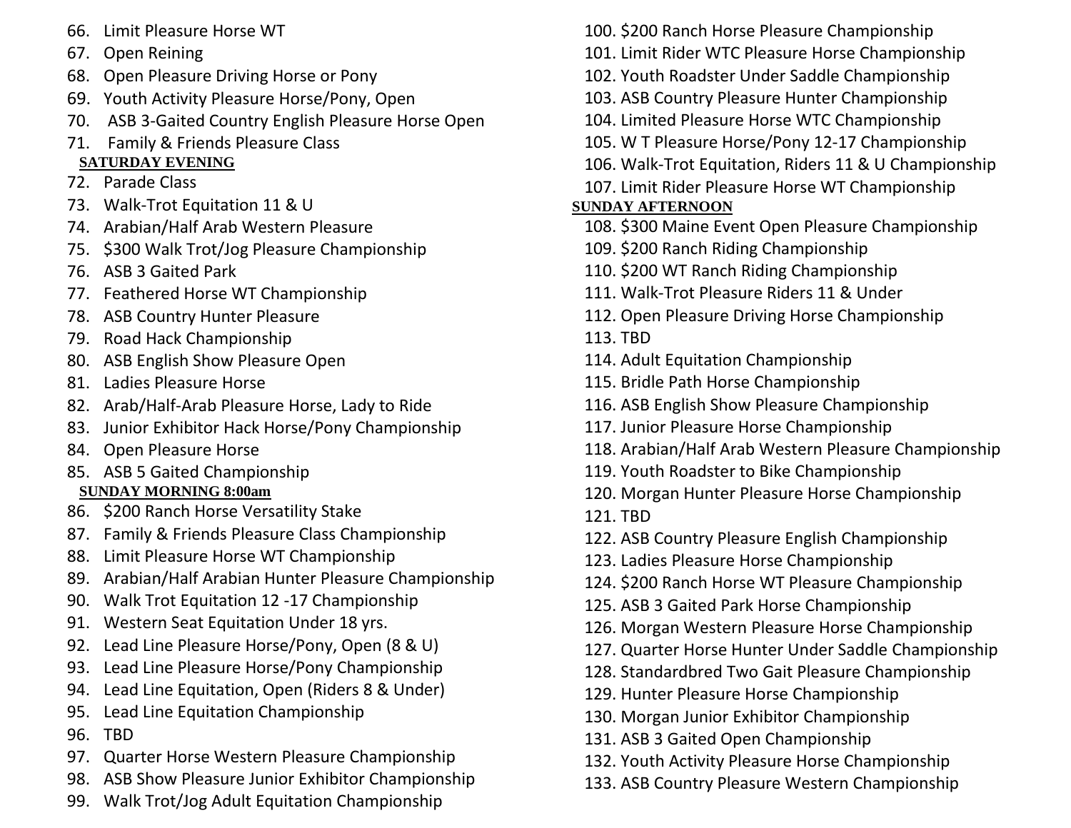66. Limit Pleasure Horse WT
67. Open Reining
68. Open Pleasure Driving Horse or Pony
69. Youth Activity Pleasure Horse/Pony, Open
70. ASB 3-Gaited Country English Pleasure Horse Open
71. Family & Friends Pleasure Class

**SATURDAY EVENING**

72. Parade Class
73. Walk-Trot Equitation 11 & U
74. Arabian/Half Arab Western Pleasure
75. $300 Walk Trot/Jog Pleasure Championship
76. ASB 3 Gaited Park
77. Feathered Horse WT Championship
78. ASB Country Hunter Pleasure
79. Road Hack Championship
80. ASB English Show Pleasure Open
81. Ladies Pleasure Horse
82. Arab/Half-Arab Pleasure Horse, Lady to Ride
83. Junior Exhibitor Hack Horse/Pony Championship
84. Open Pleasure Horse
85. ASB 5 Gaited Championship

**SUNDAY MORNING 8:00am**

86. $200 Ranch Horse Versatility Stake
87. Family & Friends Pleasure Class Championship
88. Limit Pleasure Horse WT Championship
89. Arabian/Half Arabian Hunter Pleasure Championship
90. Walk Trot Equitation 12 -17 Championship
91. Western Seat Equitation Under 18 yrs.
92. Lead Line Pleasure Horse/Pony, Open (8 & U)
93. Lead Line Pleasure Horse/Pony Championship
94. Lead Line Equitation, Open (Riders 8 & Under)
95. Lead Line Equitation Championship
96. TBD
97. Quarter Horse Western Pleasure Championship
98. ASB Show Pleasure Junior Exhibitor Championship
99. Walk Trot/Jog Adult Equitation Championship
100. $200 Ranch Horse Pleasure Championship
101. Limit Rider WTC Pleasure Horse Championship
102. Youth Roadster Under Saddle Championship
103. ASB Country Pleasure Hunter Championship
104. Limited Pleasure Horse WTC Championship
105. W T Pleasure Horse/Pony 12-17 Championship
106. Walk-Trot Equitation, Riders 11 & U Championship
107. Limit Rider Pleasure Horse WT Championship

**SUNDAY AFTERNOON**

108. $300 Maine Event Open Pleasure Championship
109. $200 Ranch Riding Championship
110. $200 WT Ranch Riding Championship
111. Walk-Trot Pleasure Riders 11 & Under
112. Open Pleasure Driving Horse Championship
113. TBD
114. Adult Equitation Championship
115. Bridle Path Horse Championship
116. ASB English Show Pleasure Championship
117. Junior Pleasure Horse Championship
118. Arabian/Half Arab Western Pleasure Championship
119. Youth Roadster to Bike Championship
120. Morgan Hunter Pleasure Horse Championship
121. TBD
122. ASB Country Pleasure English Championship
123. Ladies Pleasure Horse Championship
124. $200 Ranch Horse WT Pleasure Championship
125. ASB 3 Gaited Park Horse Championship
126. Morgan Western Pleasure Horse Championship
127. Quarter Horse Hunter Under Saddle Championship
128. Standardbred Two Gait Pleasure Championship
129. Hunter Pleasure Horse Championship
130. Morgan Junior Exhibitor Championship
131. ASB 3 Gaited Open Championship
132. Youth Activity Pleasure Horse Championship
133. ASB Country Pleasure Western Championship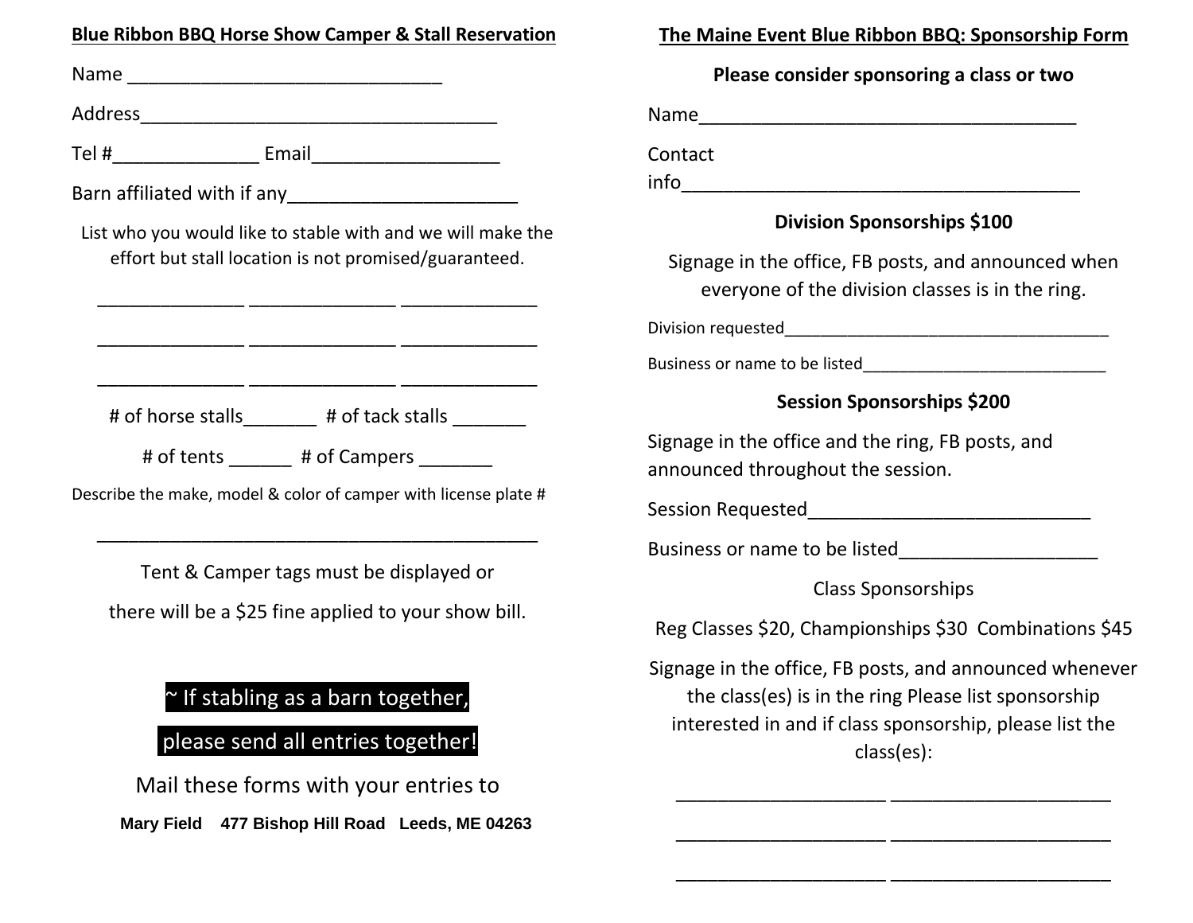## Blue Ribbon BBQ Horse Show Camper & Stall Reservation

Name ______________________________

Address___________________________________

Tel #______________ Email__________________

Barn affiliated with if any______________________

List who you would like to stable with and we will make the effort but stall location is not promised/guaranteed.

______________ ______________ _____________

______________ ______________ _____________

______________ ______________ _____________

# of horse stalls_______ # of tack stalls _______

# of tents ______ # of Campers _______

Describe the make, model & color of camper with license plate #

__________________________________________

Tent & Camper tags must be displayed or

there will be a $25 fine applied to your show bill.

~ If stabling as a barn together,

please send all entries together!

Mail these forms with your entries to

**Mary Field 477 Bishop Hill Road Leeds, ME 04263**

## The Maine Event Blue Ribbon BBQ: Sponsorship Form

**Please consider sponsoring a class or two**

Name____________________________________

Contact info______________________________________

**Division Sponsorships $100**

Signage in the office, FB posts, and announced when everyone of the division classes is in the ring.

Division requested_____________________________________

Business or name to be listed___________________________

**Session Sponsorships $200**

Signage in the office and the ring, FB posts, and announced throughout the session.

Session Requested___________________________

Business or name to be listed___________________

Class Sponsorships

Reg Classes $20, Championships $30 Combinations $45

Signage in the office, FB posts, and announced whenever the class(es) is in the ring Please list sponsorship interested in and if class sponsorship, please list the class(es):

____________________ _____________________

____________________ _____________________

____________________ _____________________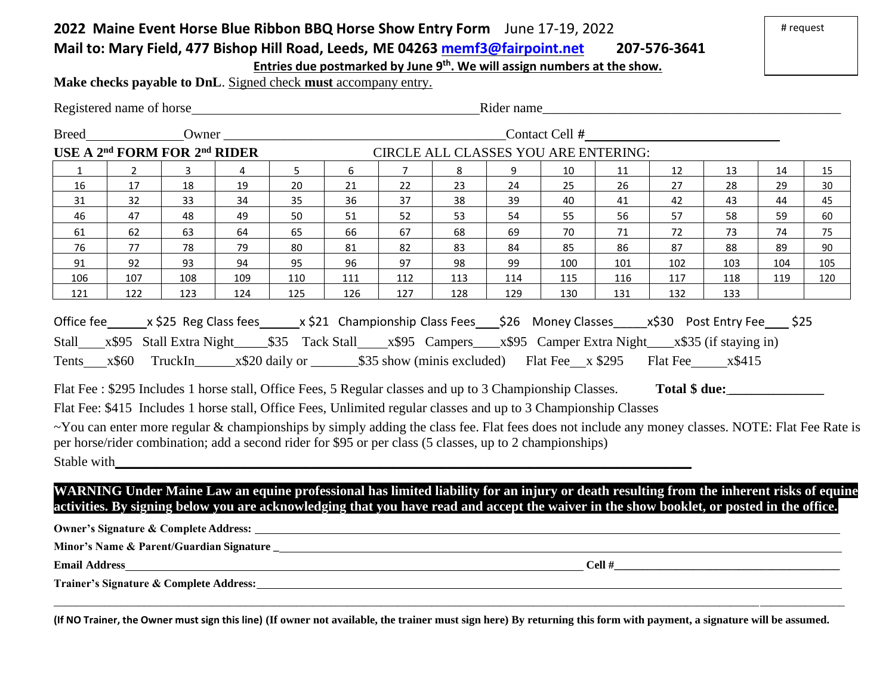**2022 Maine Event Horse Blue Ribbon BBQ Horse Show Entry Form** June 17-19, 2022

**Mail to: Mary Field, 477 Bishop Hill Road, Leeds, ME 04263 memf3@fairpoint.net 207-576-3641**

# request

**Entries due postmarked by June 9th. We will assign numbers at the show.**

**Make checks payable to DnL**. Signed check **must** accompany entry.

Registered name of horse\_\_\_\_\_\_\_\_\_\_\_\_\_\_\_\_\_\_\_\_\_\_\_\_\_\_\_\_\_\_\_\_\_\_\_\_\_\_\_\_\_\_ Rider name\_\_\_\_\_\_\_\_\_\_\_\_\_\_\_\_\_\_\_\_\_\_\_\_\_\_\_\_\_\_\_\_\_\_\_\_\_\_\_\_\_\_\_\_

Breed\_\_\_\_\_\_\_\_\_\_\_\_\_\_ Owner \_\_\_\_\_\_\_\_\_\_\_\_\_\_\_\_\_\_\_\_\_\_\_\_\_\_\_\_\_\_\_\_\_\_\_\_\_\_\_\_\_ Contact Cell #\_\_\_\_\_\_\_\_\_\_\_\_\_\_\_\_\_\_\_\_\_\_\_\_\_\_\_\_

**USE A 2nd FORM FOR 2nd RIDER** CIRCLE ALL CLASSES YOU ARE ENTERING:

| | | | | | | | | | | | | | | |
|---|---|---|---|---|---|---|---|---|---|---|---|---|---|---|
| 1 | 2 | 3 | 4 | 5 | 6 | 7 | 8 | 9 | 10 | 11 | 12 | 13 | 14 | 15 |
| 16 | 17 | 18 | 19 | 20 | 21 | 22 | 23 | 24 | 25 | 26 | 27 | 28 | 29 | 30 |
| 31 | 32 | 33 | 34 | 35 | 36 | 37 | 38 | 39 | 40 | 41 | 42 | 43 | 44 | 45 |
| 46 | 47 | 48 | 49 | 50 | 51 | 52 | 53 | 54 | 55 | 56 | 57 | 58 | 59 | 60 |
| 61 | 62 | 63 | 64 | 65 | 66 | 67 | 68 | 69 | 70 | 71 | 72 | 73 | 74 | 75 |
| 76 | 77 | 78 | 79 | 80 | 81 | 82 | 83 | 84 | 85 | 86 | 87 | 88 | 89 | 90 |
| 91 | 92 | 93 | 94 | 95 | 96 | 97 | 98 | 99 | 100 | 101 | 102 | 103 | 104 | 105 |
| 106 | 107 | 108 | 109 | 110 | 111 | 112 | 113 | 114 | 115 | 116 | 117 | 118 | 119 | 120 |
| 121 | 122 | 123 | 124 | 125 | 126 | 127 | 128 | 129 | 130 | 131 | 132 | 133 | | |

Office fee\_\_\_\_\_\_x $25 Reg Class fees\_\_\_\_\_\_x $21 Championship Class Fees\_\_\_\_$26 Money Classes\_\_\_\_\_x$30 Post Entry Fee\_\_\_\_ $25

Stall\_\_\_\_x$95 Stall Extra Night\_\_\_\_\_$35 Tack Stall\_\_\_\_\_x$95 Campers\_\_\_\_x$95 Camper Extra Night\_\_\_\_x$35 (if staying in)

Tents\_\_\_\_x$60 TruckIn\_\_\_\_\_\_x$20 daily or \_\_\_\_\_\_\_$35 show (minis excluded) Flat Fee\_\_x $295 Flat Fee\_\_\_\_\_x$415

Flat Fee : $295 Includes 1 horse stall, Office Fees, 5 Regular classes and up to 3 Championship Classes. **Total $ due:**\_\_\_\_\_\_\_\_\_\_\_\_\_\_

Flat Fee: $415 Includes 1 horse stall, Office Fees, Unlimited regular classes and up to 3 Championship Classes

~You can enter more regular & championships by simply adding the class fee. Flat fees does not include any money classes. NOTE: Flat Fee Rate is per horse/rider combination; add a second rider for $95 or per class (5 classes, up to 2 championships)

Stable with\_\_\_\_\_\_\_\_\_\_\_\_\_\_\_\_\_\_\_\_\_\_\_\_\_\_\_\_\_\_\_\_\_\_\_\_\_\_\_\_\_\_\_\_\_\_\_\_\_\_\_\_\_\_\_\_\_\_\_\_\_\_\_\_\_\_\_\_\_\_\_\_\_\_\_\_\_\_

**WARNING Under Maine Law an equine professional has limited liability for an injury or death resulting from the inherent risks of equine activities. By signing below you are acknowledging that you have read and accept the waiver in the show booklet, or posted in the office.**

**Owner's Signature & Complete Address:** \_\_\_\_\_\_\_\_\_\_\_\_\_\_\_\_\_\_\_\_\_\_\_\_\_\_\_\_\_\_\_\_\_\_\_\_\_\_\_\_\_\_\_\_\_\_\_\_\_\_\_\_\_\_\_\_\_\_\_\_\_\_\_\_\_\_\_

**Minor's Name & Parent/Guardian Signature** \_\_\_\_\_\_\_\_\_\_\_\_\_\_\_\_\_\_\_\_\_\_\_\_\_\_\_\_\_\_\_\_\_\_\_\_\_\_\_\_\_\_\_\_\_\_\_\_\_\_\_\_\_\_\_\_\_\_\_\_\_\_\_\_

**Email Address**\_\_\_\_\_\_\_\_\_\_\_\_\_\_\_\_\_\_\_\_\_\_\_\_\_\_\_\_\_\_\_\_\_\_\_\_\_\_\_\_\_\_\_\_\_\_\_\_\_\_\_\_\_\_\_\_ **Cell #**\_\_\_\_\_\_\_\_\_\_\_\_\_\_\_\_\_\_\_\_\_\_\_\_\_\_\_\_\_\_\_\_\_\_\_\_\_\_\_

**Trainer's Signature & Complete Address:**\_\_\_\_\_\_\_\_\_\_\_\_\_\_\_\_\_\_\_\_\_\_\_\_\_\_\_\_\_\_\_\_\_\_\_\_\_\_\_\_\_\_\_\_\_\_\_\_\_\_\_\_\_\_\_\_\_\_\_\_\_\_\_\_\_\_

**(If NO Trainer, the Owner must sign this line) (If owner not available, the trainer must sign here) By returning this form with payment, a signature will be assumed.**